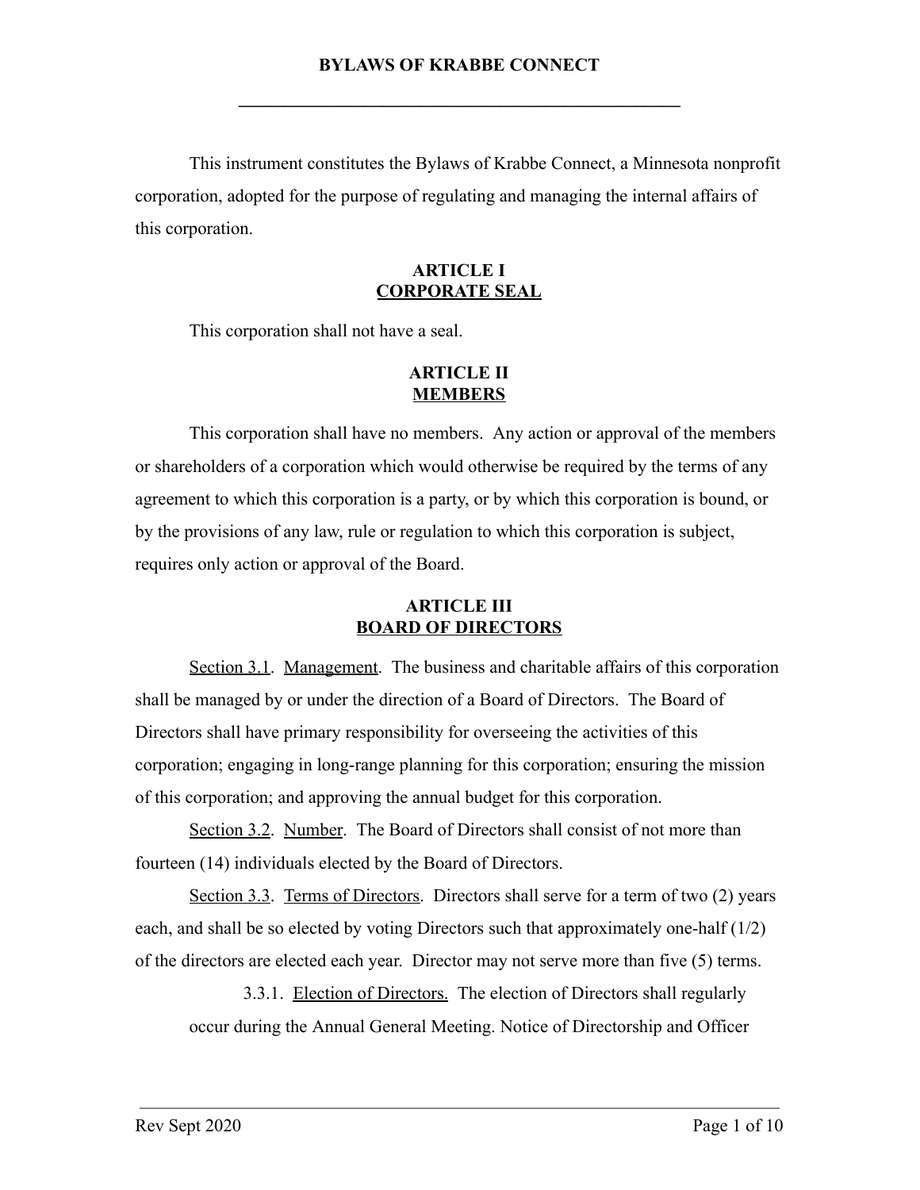# BYLAWS OF KRABBE CONNECT

---

This instrument constitutes the Bylaws of Krabbe Connect, a Minnesota nonprofit corporation, adopted for the purpose of regulating and managing the internal affairs of this corporation.

## ARTICLE I
## CORPORATE SEAL

This corporation shall not have a seal.

## ARTICLE II
## MEMBERS

This corporation shall have no members. Any action or approval of the members or shareholders of a corporation which would otherwise be required by the terms of any agreement to which this corporation is a party, or by which this corporation is bound, or by the provisions of any law, rule or regulation to which this corporation is subject, requires only action or approval of the Board.

## ARTICLE III
## BOARD OF DIRECTORS

Section 3.1. Management. The business and charitable affairs of this corporation shall be managed by or under the direction of a Board of Directors. The Board of Directors shall have primary responsibility for overseeing the activities of this corporation; engaging in long-range planning for this corporation; ensuring the mission of this corporation; and approving the annual budget for this corporation.

Section 3.2. Number. The Board of Directors shall consist of not more than fourteen (14) individuals elected by the Board of Directors.

Section 3.3. Terms of Directors. Directors shall serve for a term of two (2) years each, and shall be so elected by voting Directors such that approximately one-half (1/2) of the directors are elected each year. Director may not serve more than five (5) terms.

3.3.1. Election of Directors. The election of Directors shall regularly occur during the Annual General Meeting. Notice of Directorship and Officer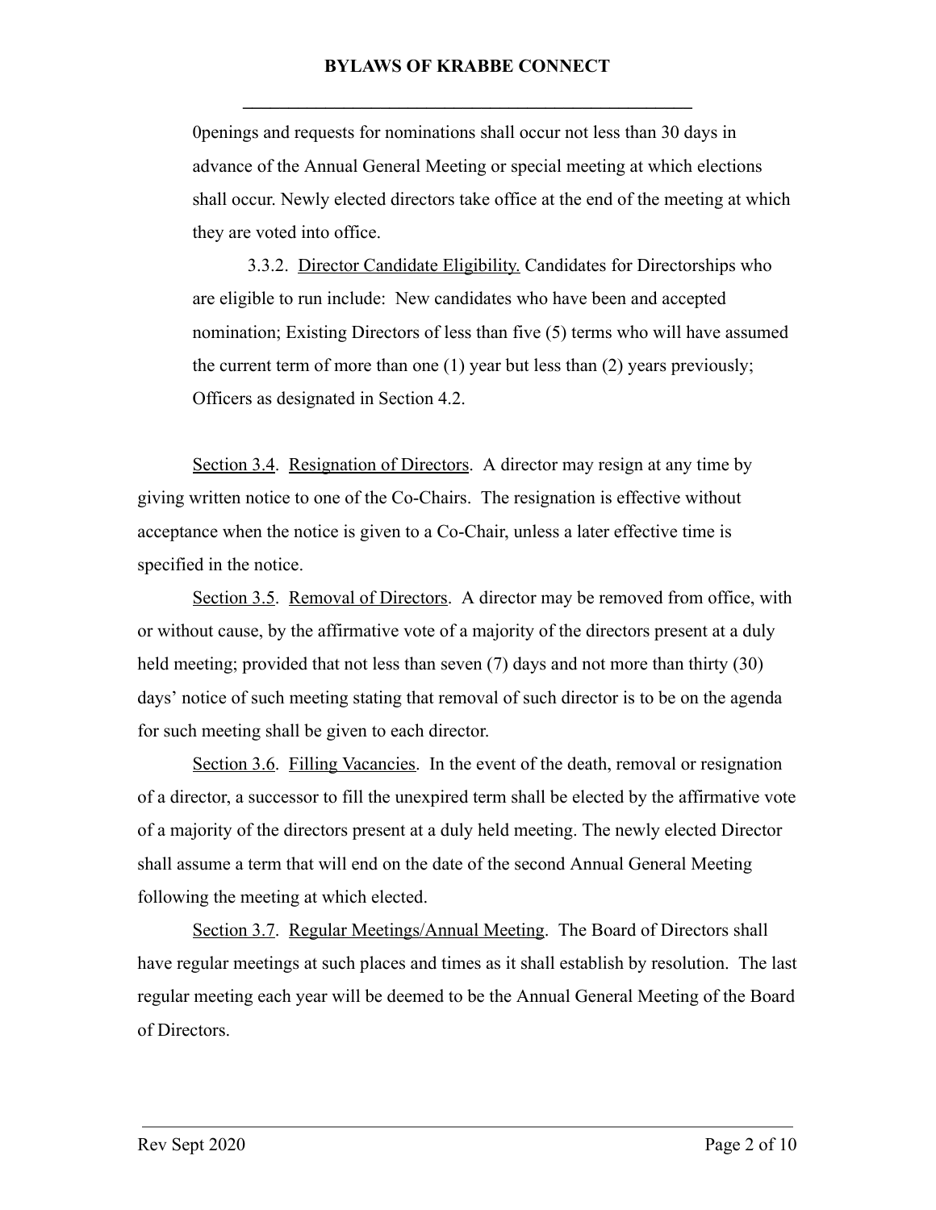0penings and requests for nominations shall occur not less than 30 days in advance of the Annual General Meeting or special meeting at which elections shall occur. Newly elected directors take office at the end of the meeting at which they are voted into office.

3.3.2. Director Candidate Eligibility. Candidates for Directorships who are eligible to run include: New candidates who have been and accepted nomination; Existing Directors of less than five (5) terms who will have assumed the current term of more than one (1) year but less than (2) years previously; Officers as designated in Section 4.2.

Section 3.4. Resignation of Directors. A director may resign at any time by giving written notice to one of the Co-Chairs. The resignation is effective without acceptance when the notice is given to a Co-Chair, unless a later effective time is specified in the notice.

Section 3.5. Removal of Directors. A director may be removed from office, with or without cause, by the affirmative vote of a majority of the directors present at a duly held meeting; provided that not less than seven (7) days and not more than thirty (30) days' notice of such meeting stating that removal of such director is to be on the agenda for such meeting shall be given to each director.

Section 3.6. Filling Vacancies. In the event of the death, removal or resignation of a director, a successor to fill the unexpired term shall be elected by the affirmative vote of a majority of the directors present at a duly held meeting. The newly elected Director shall assume a term that will end on the date of the second Annual General Meeting following the meeting at which elected.

Section 3.7. Regular Meetings/Annual Meeting. The Board of Directors shall have regular meetings at such places and times as it shall establish by resolution. The last regular meeting each year will be deemed to be the Annual General Meeting of the Board of Directors.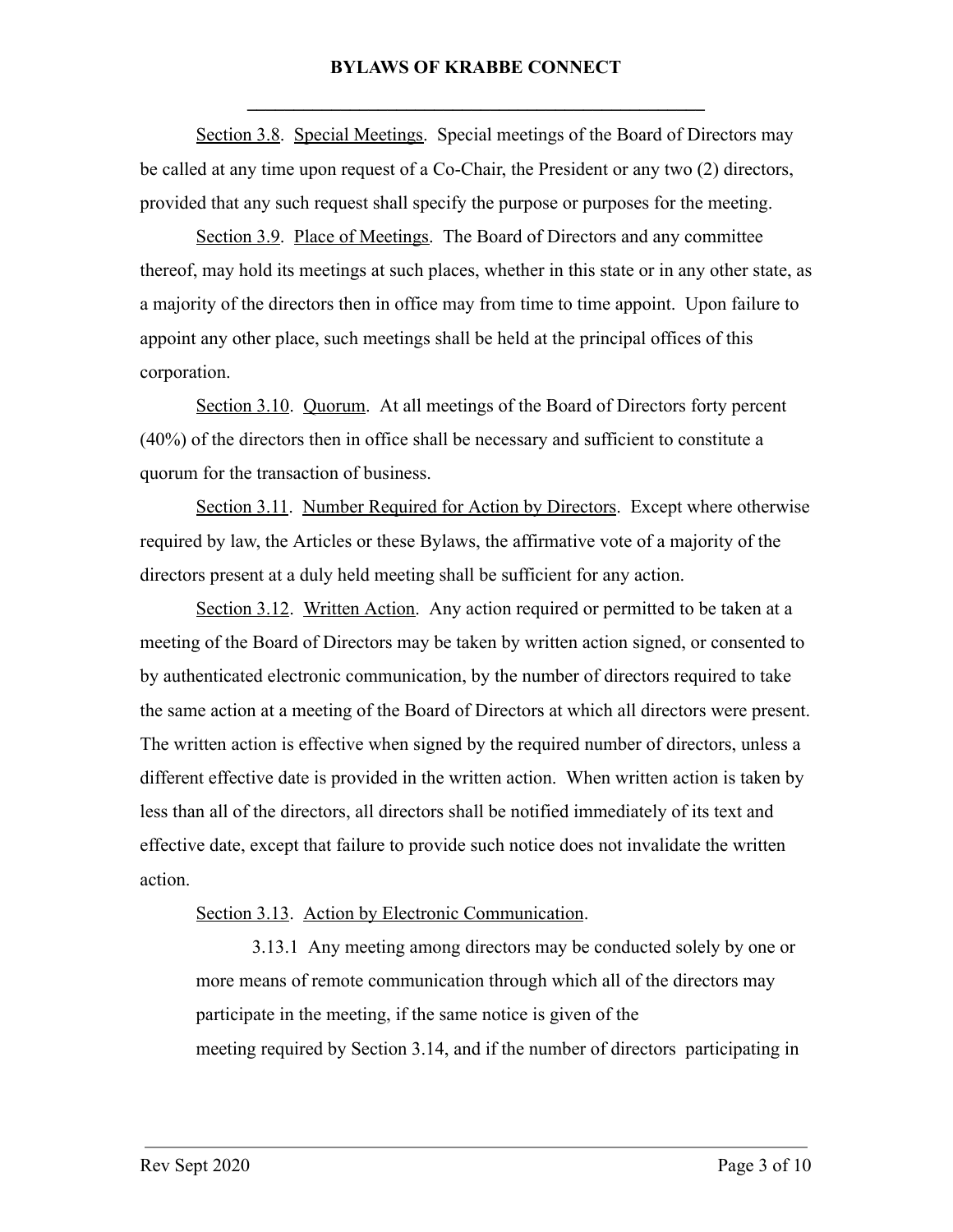Section 3.8. Special Meetings. Special meetings of the Board of Directors may be called at any time upon request of a Co-Chair, the President or any two (2) directors, provided that any such request shall specify the purpose or purposes for the meeting.

Section 3.9. Place of Meetings. The Board of Directors and any committee thereof, may hold its meetings at such places, whether in this state or in any other state, as a majority of the directors then in office may from time to time appoint. Upon failure to appoint any other place, such meetings shall be held at the principal offices of this corporation.

Section 3.10. Quorum. At all meetings of the Board of Directors forty percent (40%) of the directors then in office shall be necessary and sufficient to constitute a quorum for the transaction of business.

Section 3.11. Number Required for Action by Directors. Except where otherwise required by law, the Articles or these Bylaws, the affirmative vote of a majority of the directors present at a duly held meeting shall be sufficient for any action.

Section 3.12. Written Action. Any action required or permitted to be taken at a meeting of the Board of Directors may be taken by written action signed, or consented to by authenticated electronic communication, by the number of directors required to take the same action at a meeting of the Board of Directors at which all directors were present. The written action is effective when signed by the required number of directors, unless a different effective date is provided in the written action. When written action is taken by less than all of the directors, all directors shall be notified immediately of its text and effective date, except that failure to provide such notice does not invalidate the written action.

Section 3.13. Action by Electronic Communication.

3.13.1 Any meeting among directors may be conducted solely by one or more means of remote communication through which all of the directors may participate in the meeting, if the same notice is given of the meeting required by Section 3.14, and if the number of directors participating in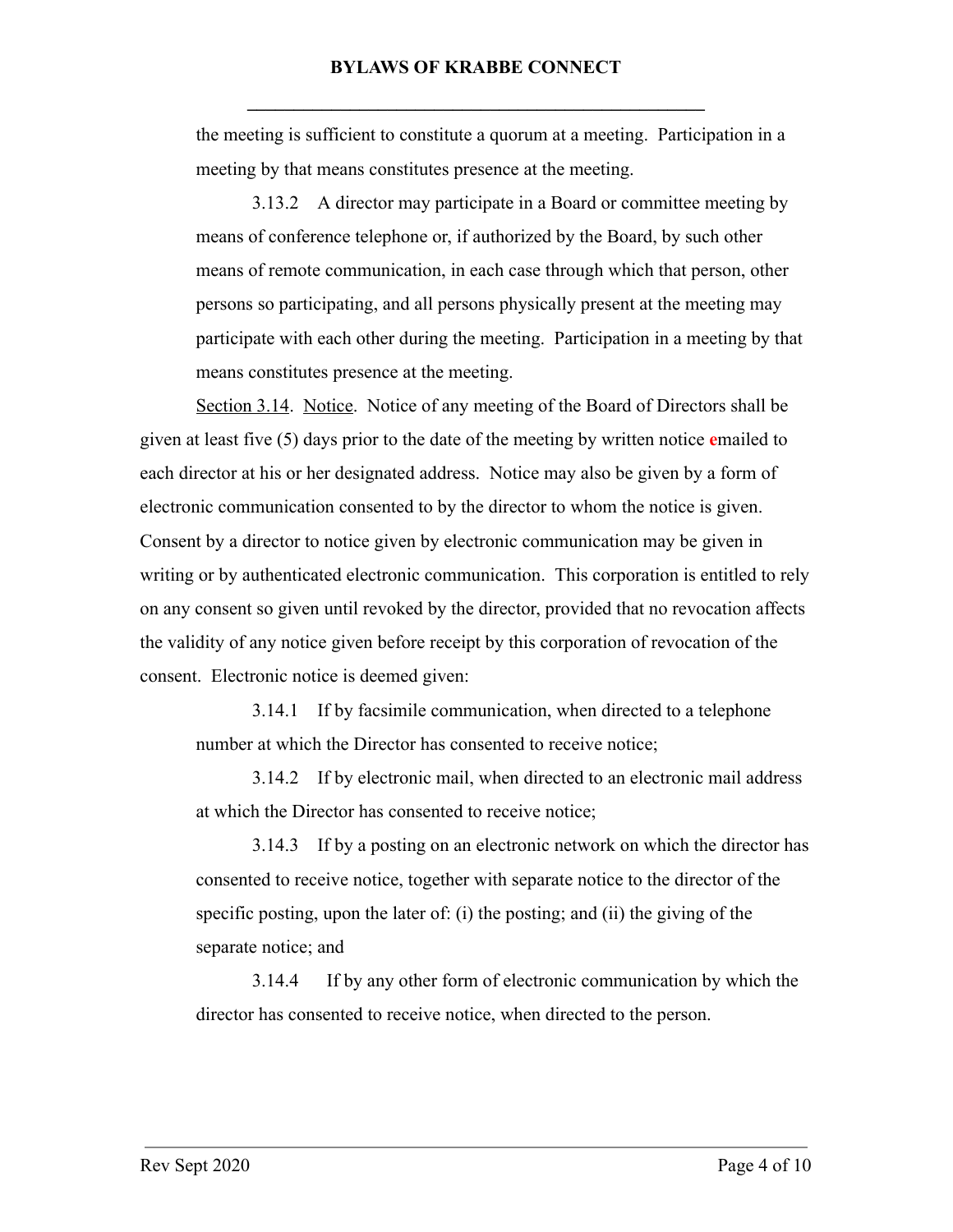the meeting is sufficient to constitute a quorum at a meeting. Participation in a meeting by that means constitutes presence at the meeting.

3.13.2 A director may participate in a Board or committee meeting by means of conference telephone or, if authorized by the Board, by such other means of remote communication, in each case through which that person, other persons so participating, and all persons physically present at the meeting may participate with each other during the meeting. Participation in a meeting by that means constitutes presence at the meeting.

Section 3.14. Notice. Notice of any meeting of the Board of Directors shall be given at least five (5) days prior to the date of the meeting by written notice emailed to each director at his or her designated address. Notice may also be given by a form of electronic communication consented to by the director to whom the notice is given. Consent by a director to notice given by electronic communication may be given in writing or by authenticated electronic communication. This corporation is entitled to rely on any consent so given until revoked by the director, provided that no revocation affects the validity of any notice given before receipt by this corporation of revocation of the consent. Electronic notice is deemed given:

3.14.1 If by facsimile communication, when directed to a telephone number at which the Director has consented to receive notice;

3.14.2 If by electronic mail, when directed to an electronic mail address at which the Director has consented to receive notice;

3.14.3 If by a posting on an electronic network on which the director has consented to receive notice, together with separate notice to the director of the specific posting, upon the later of: (i) the posting; and (ii) the giving of the separate notice; and

3.14.4 If by any other form of electronic communication by which the director has consented to receive notice, when directed to the person.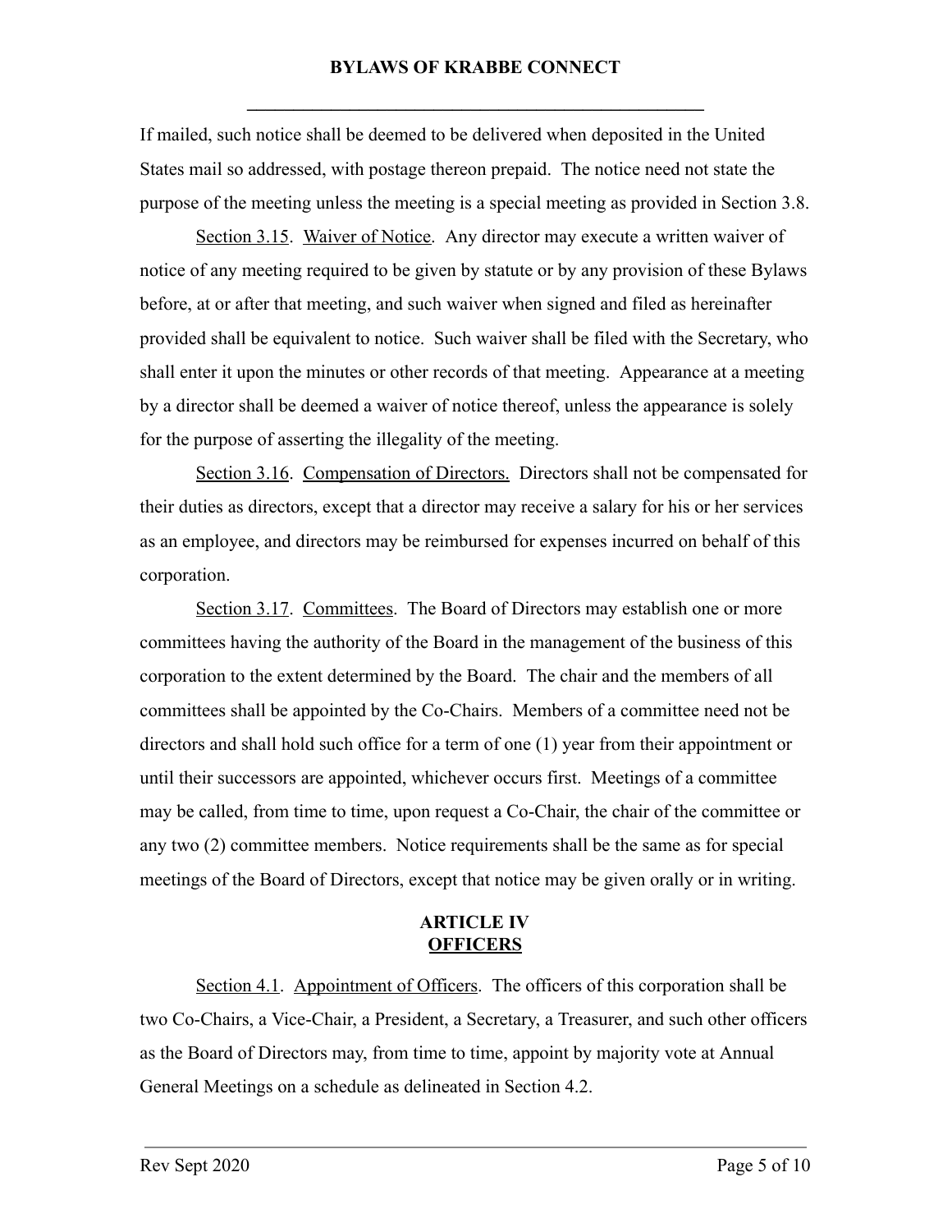If mailed, such notice shall be deemed to be delivered when deposited in the United States mail so addressed, with postage thereon prepaid. The notice need not state the purpose of the meeting unless the meeting is a special meeting as provided in Section 3.8.

Section 3.15. Waiver of Notice. Any director may execute a written waiver of notice of any meeting required to be given by statute or by any provision of these Bylaws before, at or after that meeting, and such waiver when signed and filed as hereinafter provided shall be equivalent to notice. Such waiver shall be filed with the Secretary, who shall enter it upon the minutes or other records of that meeting. Appearance at a meeting by a director shall be deemed a waiver of notice thereof, unless the appearance is solely for the purpose of asserting the illegality of the meeting.

Section 3.16. Compensation of Directors. Directors shall not be compensated for their duties as directors, except that a director may receive a salary for his or her services as an employee, and directors may be reimbursed for expenses incurred on behalf of this corporation.

Section 3.17. Committees. The Board of Directors may establish one or more committees having the authority of the Board in the management of the business of this corporation to the extent determined by the Board. The chair and the members of all committees shall be appointed by the Co-Chairs. Members of a committee need not be directors and shall hold such office for a term of one (1) year from their appointment or until their successors are appointed, whichever occurs first. Meetings of a committee may be called, from time to time, upon request a Co-Chair, the chair of the committee or any two (2) committee members. Notice requirements shall be the same as for special meetings of the Board of Directors, except that notice may be given orally or in writing.

## ARTICLE IV
## OFFICERS

Section 4.1. Appointment of Officers. The officers of this corporation shall be two Co-Chairs, a Vice-Chair, a President, a Secretary, a Treasurer, and such other officers as the Board of Directors may, from time to time, appoint by majority vote at Annual General Meetings on a schedule as delineated in Section 4.2.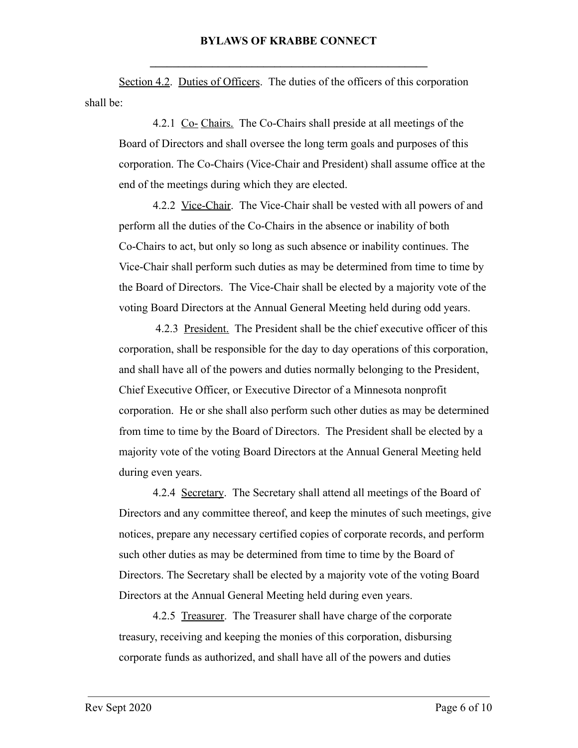Section 4.2. Duties of Officers. The duties of the officers of this corporation shall be:

4.2.1 Co- Chairs. The Co-Chairs shall preside at all meetings of the Board of Directors and shall oversee the long term goals and purposes of this corporation. The Co-Chairs (Vice-Chair and President) shall assume office at the end of the meetings during which they are elected.

4.2.2 Vice-Chair. The Vice-Chair shall be vested with all powers of and perform all the duties of the Co-Chairs in the absence or inability of both Co-Chairs to act, but only so long as such absence or inability continues. The Vice-Chair shall perform such duties as may be determined from time to time by the Board of Directors. The Vice-Chair shall be elected by a majority vote of the voting Board Directors at the Annual General Meeting held during odd years.

4.2.3 President. The President shall be the chief executive officer of this corporation, shall be responsible for the day to day operations of this corporation, and shall have all of the powers and duties normally belonging to the President, Chief Executive Officer, or Executive Director of a Minnesota nonprofit corporation. He or she shall also perform such other duties as may be determined from time to time by the Board of Directors. The President shall be elected by a majority vote of the voting Board Directors at the Annual General Meeting held during even years.

4.2.4 Secretary. The Secretary shall attend all meetings of the Board of Directors and any committee thereof, and keep the minutes of such meetings, give notices, prepare any necessary certified copies of corporate records, and perform such other duties as may be determined from time to time by the Board of Directors. The Secretary shall be elected by a majority vote of the voting Board Directors at the Annual General Meeting held during even years.

4.2.5 Treasurer. The Treasurer shall have charge of the corporate treasury, receiving and keeping the monies of this corporation, disbursing corporate funds as authorized, and shall have all of the powers and duties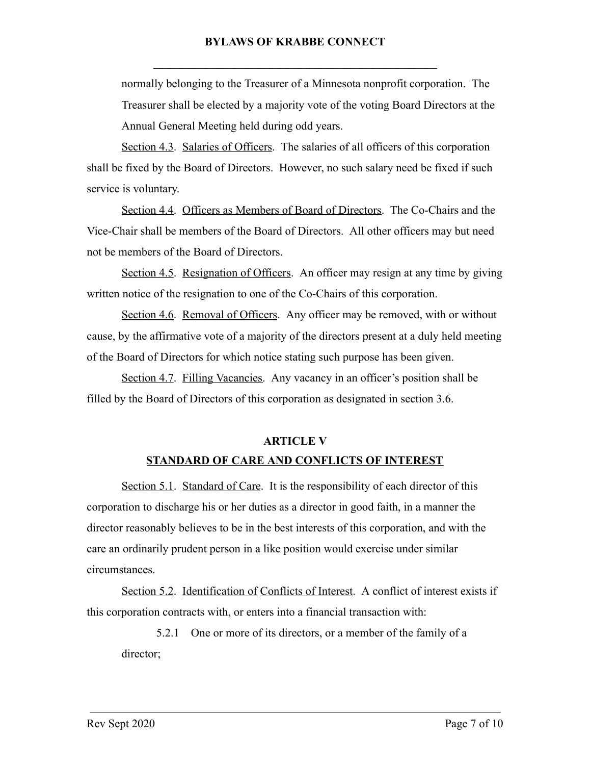normally belonging to the Treasurer of a Minnesota nonprofit corporation. The Treasurer shall be elected by a majority vote of the voting Board Directors at the Annual General Meeting held during odd years.

Section 4.3. Salaries of Officers. The salaries of all officers of this corporation shall be fixed by the Board of Directors. However, no such salary need be fixed if such service is voluntary.

Section 4.4. Officers as Members of Board of Directors. The Co-Chairs and the Vice-Chair shall be members of the Board of Directors. All other officers may but need not be members of the Board of Directors.

Section 4.5. Resignation of Officers. An officer may resign at any time by giving written notice of the resignation to one of the Co-Chairs of this corporation.

Section 4.6. Removal of Officers. Any officer may be removed, with or without cause, by the affirmative vote of a majority of the directors present at a duly held meeting of the Board of Directors for which notice stating such purpose has been given.

Section 4.7. Filling Vacancies. Any vacancy in an officer's position shall be filled by the Board of Directors of this corporation as designated in section 3.6.

## ARTICLE V
## STANDARD OF CARE AND CONFLICTS OF INTEREST

Section 5.1. Standard of Care. It is the responsibility of each director of this corporation to discharge his or her duties as a director in good faith, in a manner the director reasonably believes to be in the best interests of this corporation, and with the care an ordinarily prudent person in a like position would exercise under similar circumstances.

Section 5.2. Identification of Conflicts of Interest. A conflict of interest exists if this corporation contracts with, or enters into a financial transaction with:

5.2.1 One or more of its directors, or a member of the family of a director;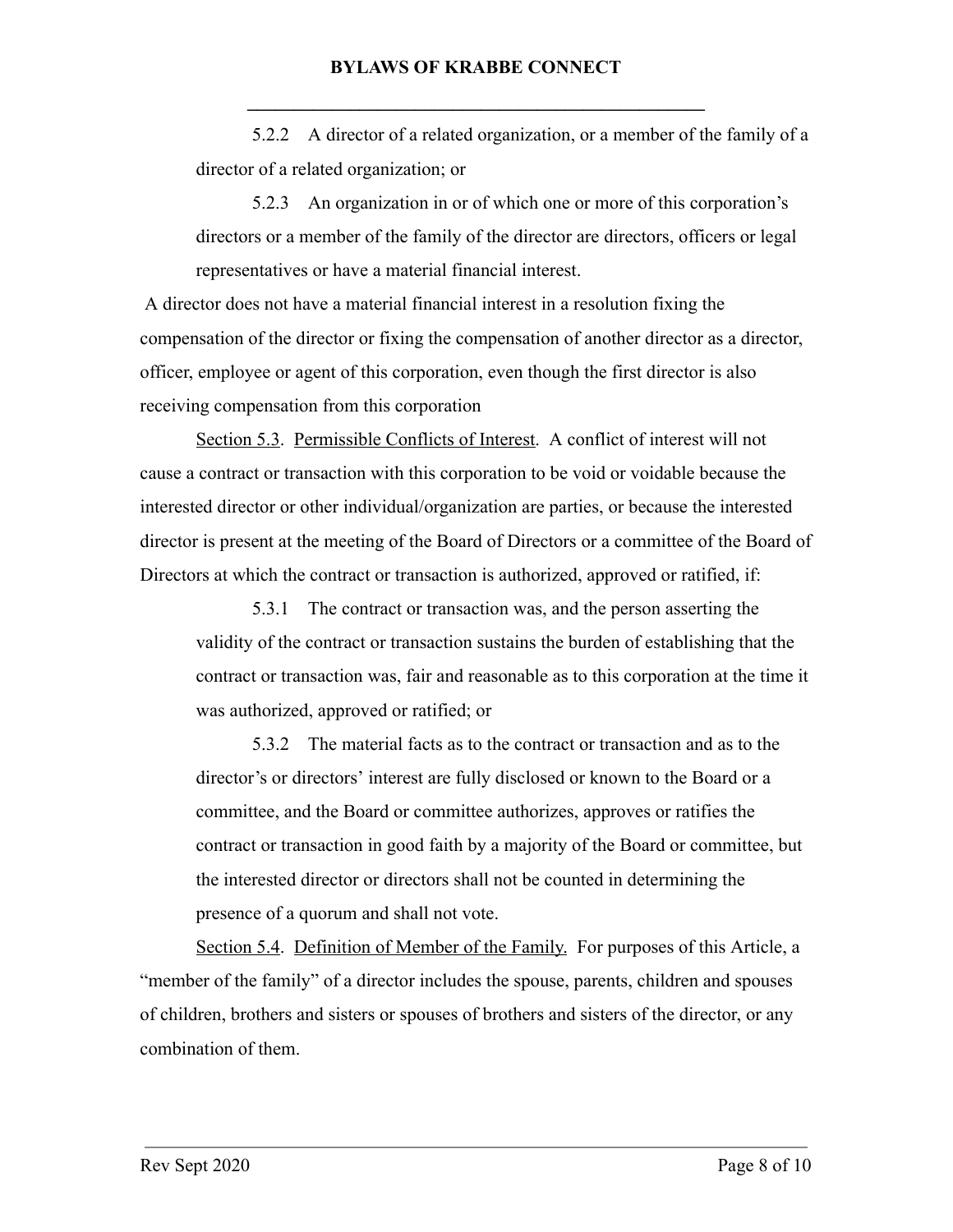5.2.2 A director of a related organization, or a member of the family of a director of a related organization; or

5.2.3 An organization in or of which one or more of this corporation's directors or a member of the family of the director are directors, officers or legal representatives or have a material financial interest.

A director does not have a material financial interest in a resolution fixing the compensation of the director or fixing the compensation of another director as a director, officer, employee or agent of this corporation, even though the first director is also receiving compensation from this corporation

Section 5.3. Permissible Conflicts of Interest. A conflict of interest will not cause a contract or transaction with this corporation to be void or voidable because the interested director or other individual/organization are parties, or because the interested director is present at the meeting of the Board of Directors or a committee of the Board of Directors at which the contract or transaction is authorized, approved or ratified, if:

5.3.1 The contract or transaction was, and the person asserting the validity of the contract or transaction sustains the burden of establishing that the contract or transaction was, fair and reasonable as to this corporation at the time it was authorized, approved or ratified; or

5.3.2 The material facts as to the contract or transaction and as to the director's or directors' interest are fully disclosed or known to the Board or a committee, and the Board or committee authorizes, approves or ratifies the contract or transaction in good faith by a majority of the Board or committee, but the interested director or directors shall not be counted in determining the presence of a quorum and shall not vote.

Section 5.4. Definition of Member of the Family. For purposes of this Article, a "member of the family" of a director includes the spouse, parents, children and spouses of children, brothers and sisters or spouses of brothers and sisters of the director, or any combination of them.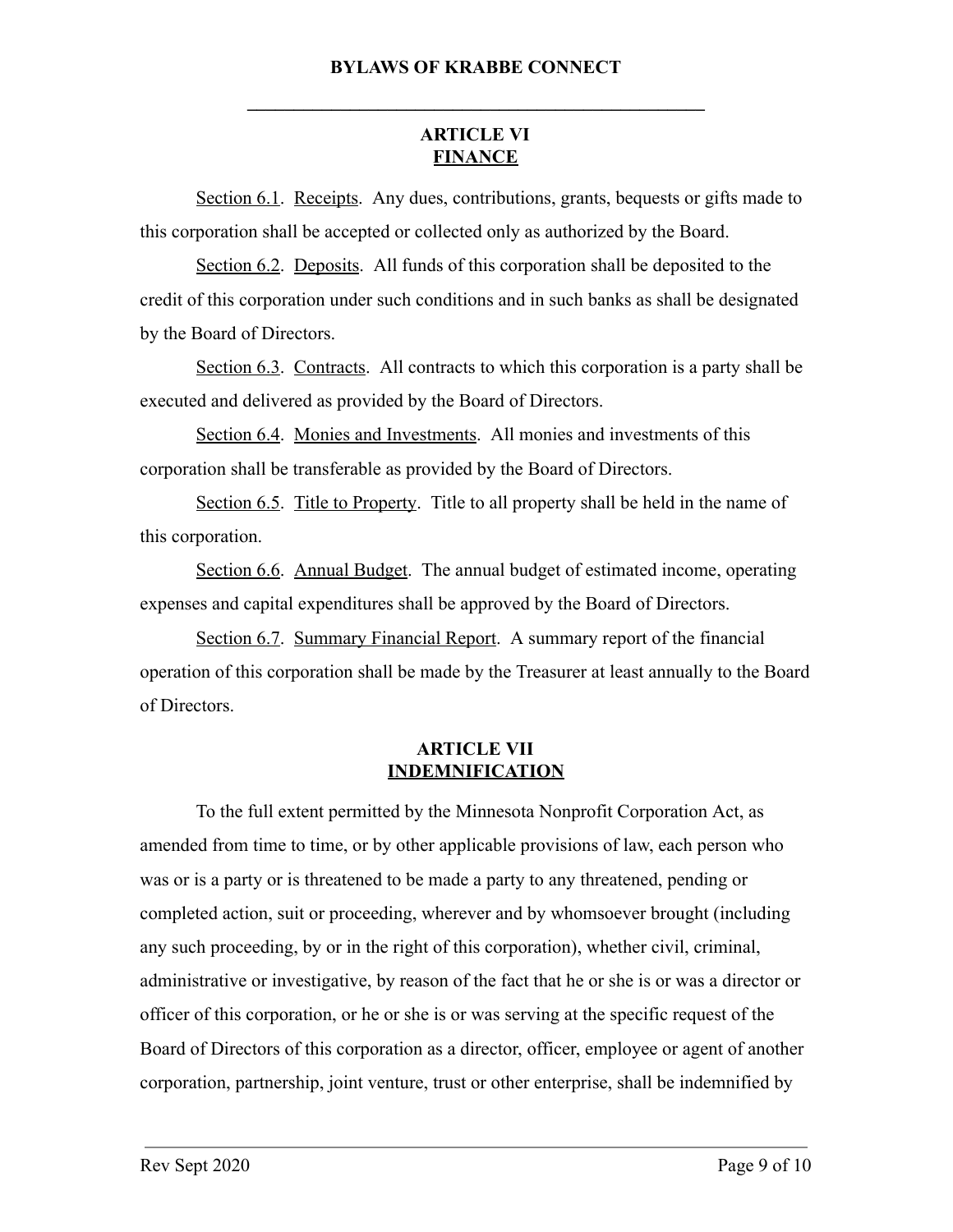## ARTICLE VI
## FINANCE

Section 6.1. Receipts. Any dues, contributions, grants, bequests or gifts made to this corporation shall be accepted or collected only as authorized by the Board.

Section 6.2. Deposits. All funds of this corporation shall be deposited to the credit of this corporation under such conditions and in such banks as shall be designated by the Board of Directors.

Section 6.3. Contracts. All contracts to which this corporation is a party shall be executed and delivered as provided by the Board of Directors.

Section 6.4. Monies and Investments. All monies and investments of this corporation shall be transferable as provided by the Board of Directors.

Section 6.5. Title to Property. Title to all property shall be held in the name of this corporation.

Section 6.6. Annual Budget. The annual budget of estimated income, operating expenses and capital expenditures shall be approved by the Board of Directors.

Section 6.7. Summary Financial Report. A summary report of the financial operation of this corporation shall be made by the Treasurer at least annually to the Board of Directors.

## ARTICLE VII
## INDEMNIFICATION

To the full extent permitted by the Minnesota Nonprofit Corporation Act, as amended from time to time, or by other applicable provisions of law, each person who was or is a party or is threatened to be made a party to any threatened, pending or completed action, suit or proceeding, wherever and by whomsoever brought (including any such proceeding, by or in the right of this corporation), whether civil, criminal, administrative or investigative, by reason of the fact that he or she is or was a director or officer of this corporation, or he or she is or was serving at the specific request of the Board of Directors of this corporation as a director, officer, employee or agent of another corporation, partnership, joint venture, trust or other enterprise, shall be indemnified by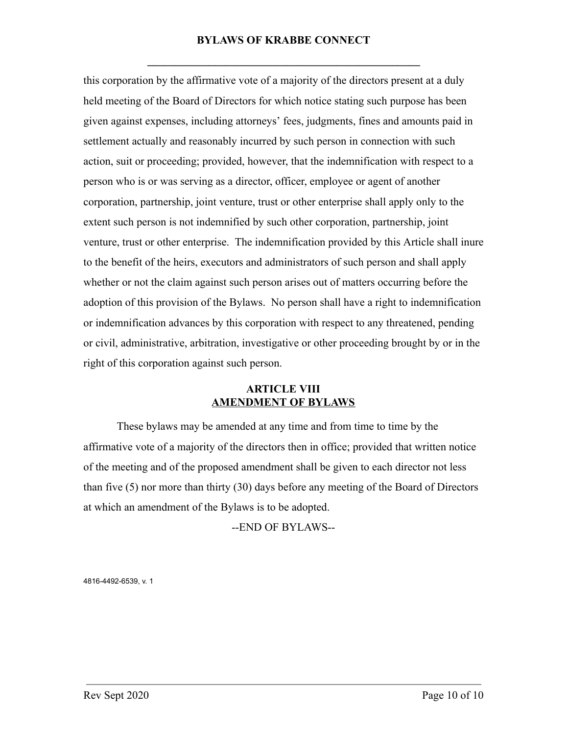this corporation by the affirmative vote of a majority of the directors present at a duly held meeting of the Board of Directors for which notice stating such purpose has been given against expenses, including attorneys' fees, judgments, fines and amounts paid in settlement actually and reasonably incurred by such person in connection with such action, suit or proceeding; provided, however, that the indemnification with respect to a person who is or was serving as a director, officer, employee or agent of another corporation, partnership, joint venture, trust or other enterprise shall apply only to the extent such person is not indemnified by such other corporation, partnership, joint venture, trust or other enterprise. The indemnification provided by this Article shall inure to the benefit of the heirs, executors and administrators of such person and shall apply whether or not the claim against such person arises out of matters occurring before the adoption of this provision of the Bylaws. No person shall have a right to indemnification or indemnification advances by this corporation with respect to any threatened, pending or civil, administrative, arbitration, investigative or other proceeding brought by or in the right of this corporation against such person.

## ARTICLE VIII
## AMENDMENT OF BYLAWS

These bylaws may be amended at any time and from time to time by the affirmative vote of a majority of the directors then in office; provided that written notice of the meeting and of the proposed amendment shall be given to each director not less than five (5) nor more than thirty (30) days before any meeting of the Board of Directors at which an amendment of the Bylaws is to be adopted.

--END OF BYLAWS--

4816-4492-6539, v. 1